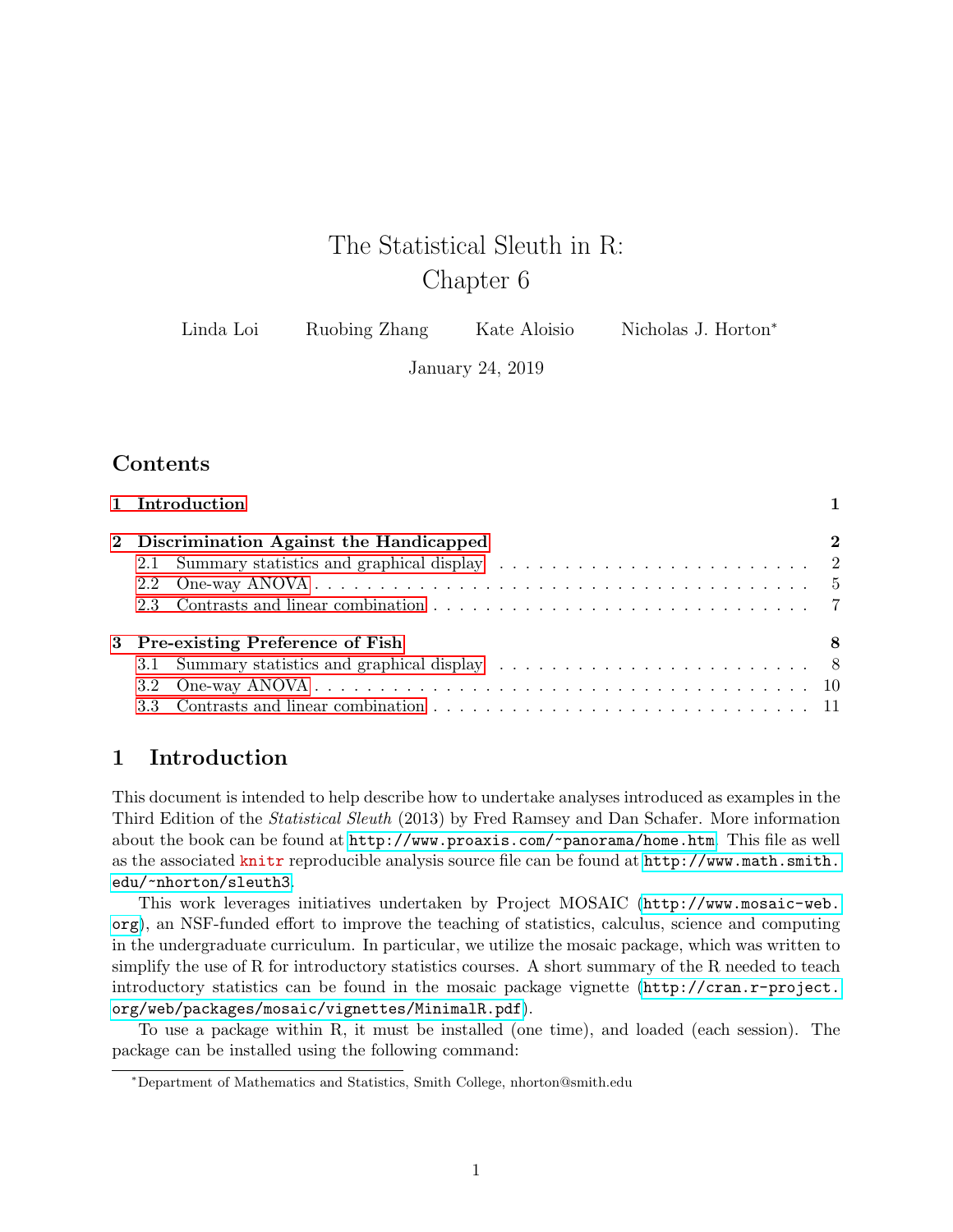# The Statistical Sleuth in R: Chapter 6

Linda Loi  Ruobing Zhang  Kate Aloisio  Nicholas J. Horton*

January 24, 2019

## Contents

- **1 Introduction** — 1
- **2 Discrimination Against the Handicapped** — 2
  - 2.1 Summary statistics and graphical display — 2
  - 2.2 One-way ANOVA — 5
  - 2.3 Contrasts and linear combination — 7
- **3 Pre-existing Preference of Fish** — 8
  - 3.1 Summary statistics and graphical display — 8
  - 3.2 One-way ANOVA — 10
  - 3.3 Contrasts and linear combination — 11

## 1 Introduction

This document is intended to help describe how to undertake analyses introduced as examples in the Third Edition of the *Statistical Sleuth* (2013) by Fred Ramsey and Dan Schafer. More information about the book can be found at `http://www.proaxis.com/~panorama/home.htm`. This file as well as the associated `knitr` reproducible analysis source file can be found at `http://www.math.smith.edu/~nhorton/sleuth3`.

This work leverages initiatives undertaken by Project MOSAIC (`http://www.mosaic-web.org`), an NSF-funded effort to improve the teaching of statistics, calculus, science and computing in the undergraduate curriculum. In particular, we utilize the mosaic package, which was written to simplify the use of R for introductory statistics courses. A short summary of the R needed to teach introductory statistics can be found in the mosaic package vignette (`http://cran.r-project.org/web/packages/mosaic/vignettes/MinimalR.pdf`).

To use a package within R, it must be installed (one time), and loaded (each session). The package can be installed using the following command:

---

*Department of Mathematics and Statistics, Smith College, nhorton@smith.edu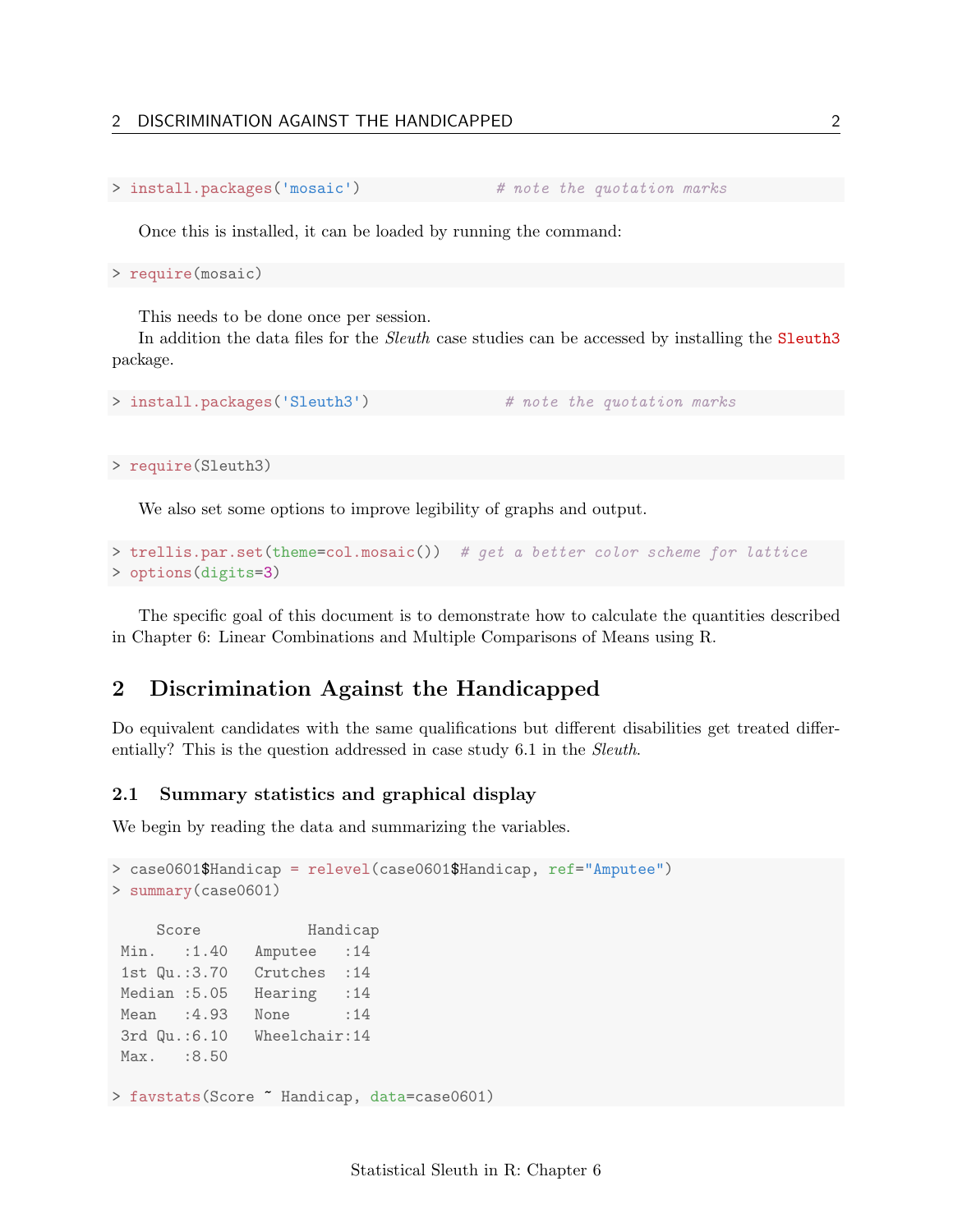```
> install.packages('mosaic')              # note the quotation marks
```

Once this is installed, it can be loaded by running the command:

```
> require(mosaic)
```

This needs to be done once per session.

In addition the data files for the *Sleuth* case studies can be accessed by installing the `Sleuth3` package.

```
> install.packages('Sleuth3')             # note the quotation marks
```

```
> require(Sleuth3)
```

We also set some options to improve legibility of graphs and output.

```
> trellis.par.set(theme=col.mosaic())  # get a better color scheme for lattice
> options(digits=3)
```

The specific goal of this document is to demonstrate how to calculate the quantities described in Chapter 6: Linear Combinations and Multiple Comparisons of Means using R.

# 2 Discrimination Against the Handicapped

Do equivalent candidates with the same qualifications but different disabilities get treated differentially? This is the question addressed in case study 6.1 in the *Sleuth*.

## 2.1 Summary statistics and graphical display

We begin by reading the data and summarizing the variables.

```
> case0601$Handicap = relevel(case0601$Handicap, ref="Amputee")
> summary(case0601)

     Score           Handicap
 Min.   :1.40   Amputee   :14
 1st Qu.:3.70   Crutches  :14
 Median :5.05   Hearing   :14
 Mean   :4.93   None      :14
 3rd Qu.:6.10   Wheelchair:14
 Max.   :8.50

> favstats(Score ~ Handicap, data=case0601)
```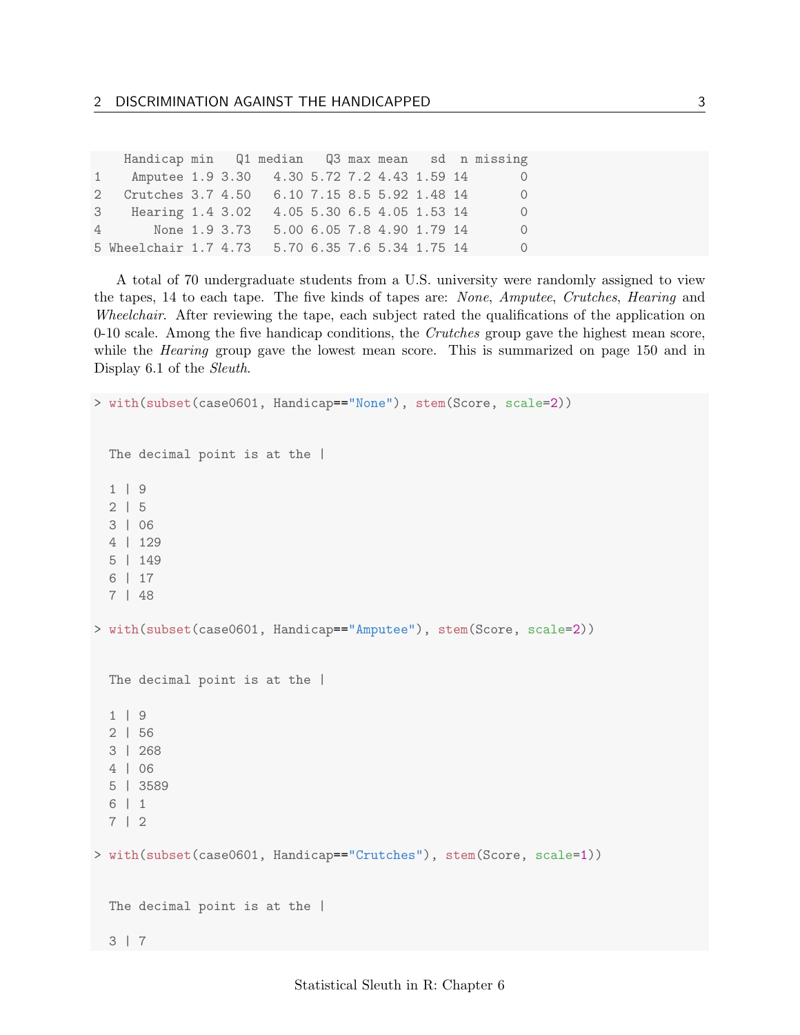```
    Handicap min   Q1 median   Q3 max mean   sd  n missing
1    Amputee 1.9 3.30   4.30 5.72 7.2 4.43 1.59 14       0
2   Crutches 3.7 4.50   6.10 7.15 8.5 5.92 1.48 14       0
3    Hearing 1.4 3.02   4.05 5.30 6.5 4.05 1.53 14       0
4       None 1.9 3.73   5.00 6.05 7.8 4.90 1.79 14       0
5 Wheelchair 1.7 4.73   5.70 6.35 7.6 5.34 1.75 14       0
```

A total of 70 undergraduate students from a U.S. university were randomly assigned to view the tapes, 14 to each tape. The five kinds of tapes are: *None*, *Amputee*, *Crutches*, *Hearing* and *Wheelchair*. After reviewing the tape, each subject rated the qualifications of the application on 0-10 scale. Among the five handicap conditions, the *Crutches* group gave the highest mean score, while the *Hearing* group gave the lowest mean score. This is summarized on page 150 and in Display 6.1 of the *Sleuth*.

```
> with(subset(case0601, Handicap=="None"), stem(Score, scale=2))


  The decimal point is at the |

  1 | 9
  2 | 5
  3 | 06
  4 | 129
  5 | 149
  6 | 17
  7 | 48

> with(subset(case0601, Handicap=="Amputee"), stem(Score, scale=2))


  The decimal point is at the |

  1 | 9
  2 | 56
  3 | 268
  4 | 06
  5 | 3589
  6 | 1
  7 | 2

> with(subset(case0601, Handicap=="Crutches"), stem(Score, scale=1))


  The decimal point is at the |

  3 | 7
```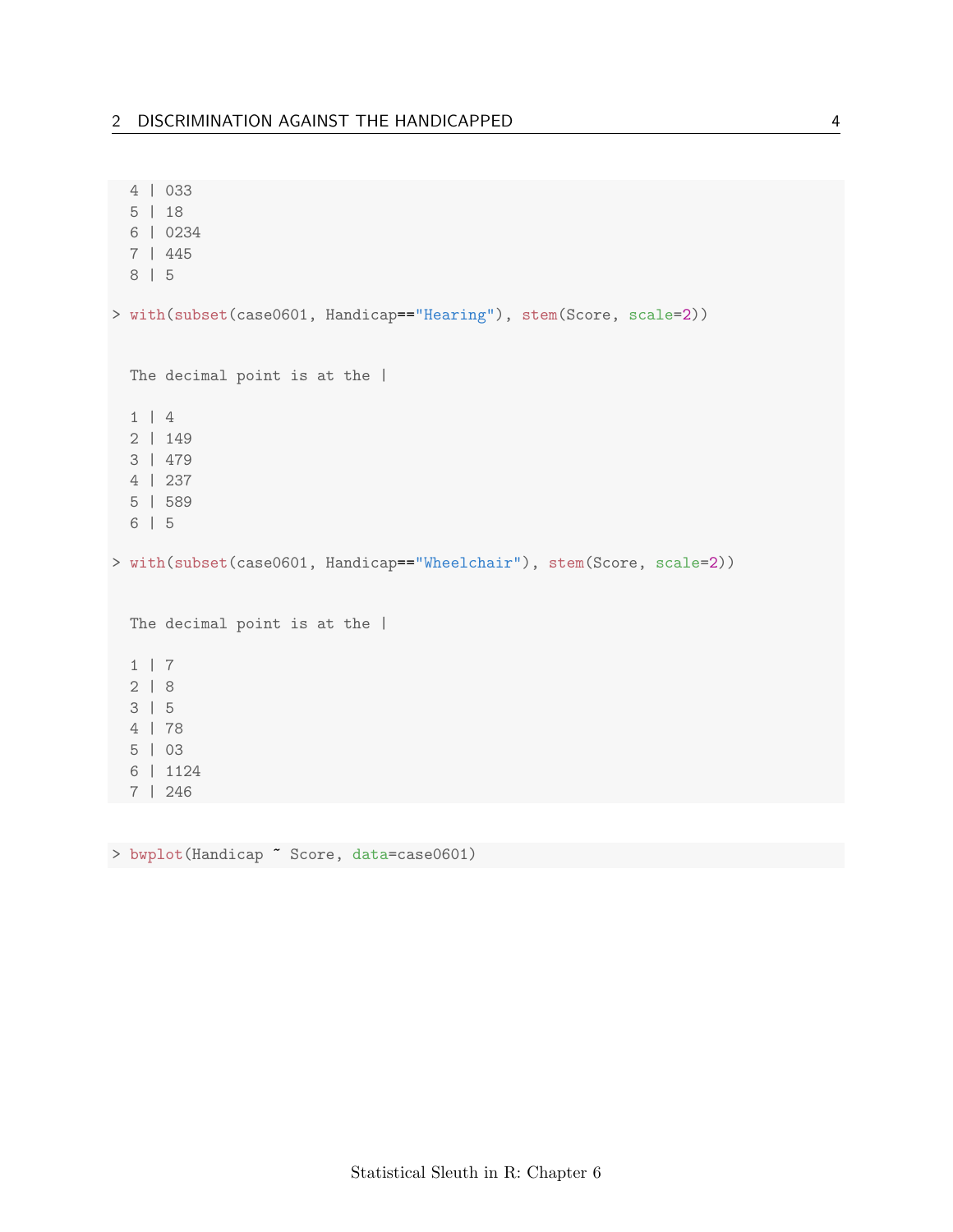```
  4 | 033
  5 | 18
  6 | 0234
  7 | 445
  8 | 5

> with(subset(case0601, Handicap=="Hearing"), stem(Score, scale=2))


  The decimal point is at the |

  1 | 4
  2 | 149
  3 | 479
  4 | 237
  5 | 589
  6 | 5

> with(subset(case0601, Handicap=="Wheelchair"), stem(Score, scale=2))


  The decimal point is at the |

  1 | 7
  2 | 8
  3 | 5
  4 | 78
  5 | 03
  6 | 1124
  7 | 246
```

```
> bwplot(Handicap ~ Score, data=case0601)
```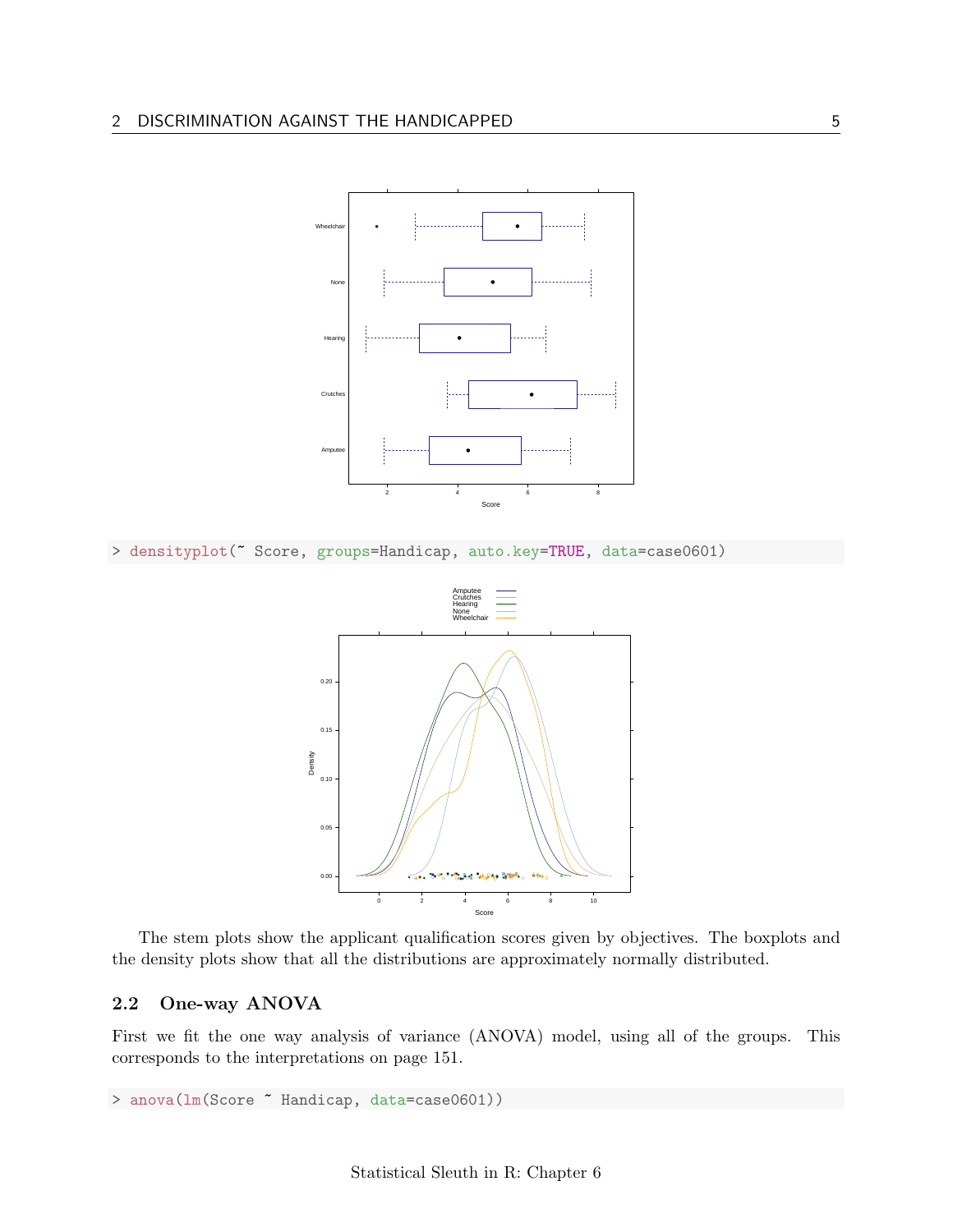```
> densityplot(~ Score, groups=Handicap, auto.key=TRUE, data=case0601)
```

The stem plots show the applicant qualification scores given by objectives. The boxplots and the density plots show that all the distributions are approximately normally distributed.

### 2.2 One-way ANOVA

First we fit the one way analysis of variance (ANOVA) model, using all of the groups. This corresponds to the interpretations on page 151.

```
> anova(lm(Score ~ Handicap, data=case0601))
```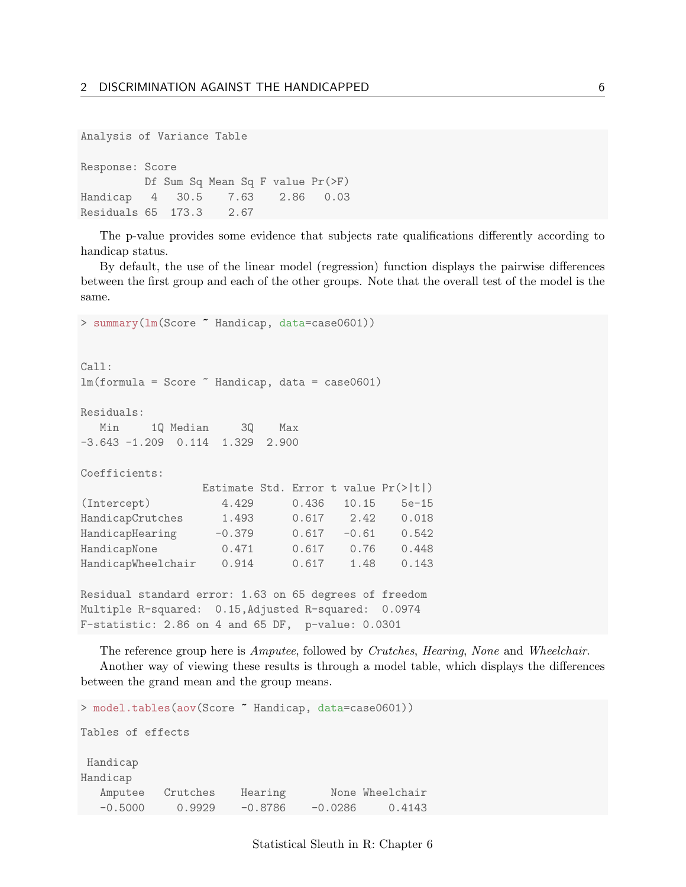```
Analysis of Variance Table

Response: Score
          Df Sum Sq Mean Sq F value Pr(>F)
Handicap   4   30.5    7.63    2.86   0.03
Residuals 65  173.3    2.67
```

The p-value provides some evidence that subjects rate qualifications differently according to handicap status.

By default, the use of the linear model (regression) function displays the pairwise differences between the first group and each of the other groups. Note that the overall test of the model is the same.

```
> summary(lm(Score ~ Handicap, data=case0601))


Call:
lm(formula = Score ~ Handicap, data = case0601)

Residuals:
   Min     1Q Median     3Q    Max
-3.643 -1.209  0.114  1.329  2.900

Coefficients:
                   Estimate Std. Error t value Pr(>|t|)
(Intercept)           4.429      0.436   10.15    5e-15
HandicapCrutches      1.493      0.617    2.42    0.018
HandicapHearing      -0.379      0.617   -0.61    0.542
HandicapNone          0.471      0.617    0.76    0.448
HandicapWheelchair    0.914      0.617    1.48    0.143

Residual standard error: 1.63 on 65 degrees of freedom
Multiple R-squared:  0.15,Adjusted R-squared:  0.0974
F-statistic: 2.86 on 4 and 65 DF,  p-value: 0.0301
```

The reference group here is *Amputee*, followed by *Crutches*, *Hearing*, *None* and *Wheelchair*.

Another way of viewing these results is through a model table, which displays the differences between the grand mean and the group means.

```
> model.tables(aov(Score ~ Handicap, data=case0601))

Tables of effects

 Handicap
Handicap
   Amputee   Crutches    Hearing       None Wheelchair
   -0.5000     0.9929    -0.8786    -0.0286     0.4143
```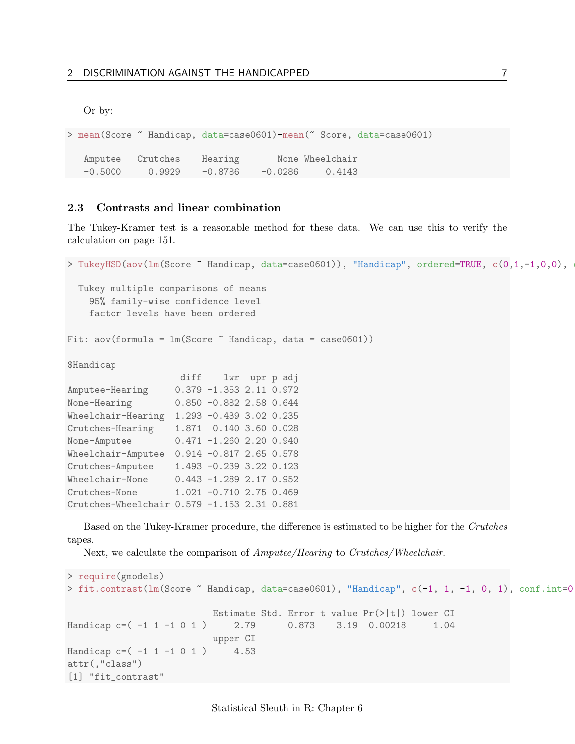Or by:

```
> mean(Score ~ Handicap, data=case0601)-mean(~ Score, data=case0601)

   Amputee   Crutches    Hearing       None Wheelchair
   -0.5000     0.9929    -0.8786    -0.0286     0.4143
```

### 2.3 Contrasts and linear combination

The Tukey-Kramer test is a reasonable method for these data. We can use this to verify the calculation on page 151.

```
> TukeyHSD(aov(lm(Score ~ Handicap, data=case0601)), "Handicap", ordered=TRUE, c(0,1,-1,0,0), c

  Tukey multiple comparisons of means
    95% family-wise confidence level
    factor levels have been ordered

Fit: aov(formula = lm(Score ~ Handicap, data = case0601))

$Handicap
                     diff    lwr  upr p adj
Amputee-Hearing     0.379 -1.353 2.11 0.972
None-Hearing        0.850 -0.882 2.58 0.644
Wheelchair-Hearing  1.293 -0.439 3.02 0.235
Crutches-Hearing    1.871  0.140 3.60 0.028
None-Amputee        0.471 -1.260 2.20 0.940
Wheelchair-Amputee  0.914 -0.817 2.65 0.578
Crutches-Amputee    1.493 -0.239 3.22 0.123
Wheelchair-None     0.443 -1.289 2.17 0.952
Crutches-None       1.021 -0.710 2.75 0.469
Crutches-Wheelchair 0.579 -1.153 2.31 0.881
```

Based on the Tukey-Kramer procedure, the difference is estimated to be higher for the *Crutches* tapes.

Next, we calculate the comparison of *Amputee/Hearing* to *Crutches/Wheelchair*.

```
> require(gmodels)
> fit.contrast(lm(Score ~ Handicap, data=case0601), "Handicap", c(-1, 1, -1, 0, 1), conf.int=0

                           Estimate Std. Error t value Pr(>|t|) lower CI
Handicap c=( -1 1 -1 0 1 )     2.79      0.873    3.19  0.00218     1.04
                           upper CI
Handicap c=( -1 1 -1 0 1 )     4.53
attr(,"class")
[1] "fit_contrast"
```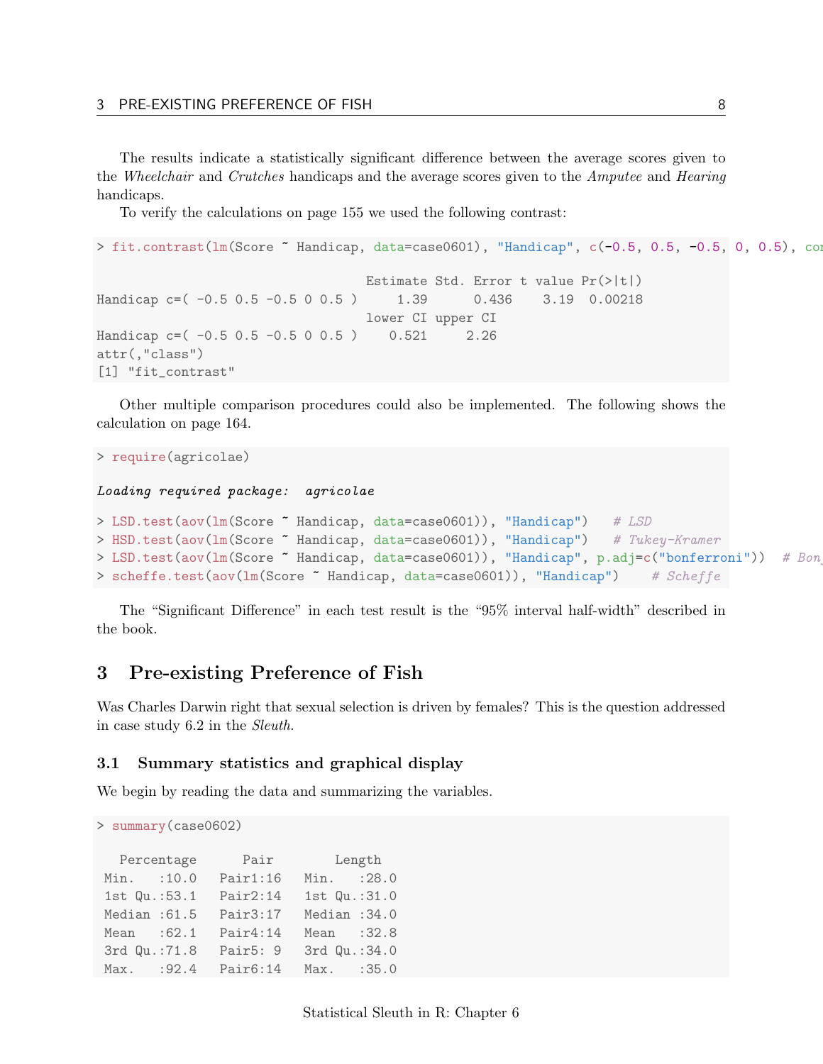The results indicate a statistically significant difference between the average scores given to the *Wheelchair* and *Crutches* handicaps and the average scores given to the *Amputee* and *Hearing* handicaps.

To verify the calculations on page 155 we used the following contrast:

```
> fit.contrast(lm(Score ~ Handicap, data=case0601), "Handicap", c(-0.5, 0.5, -0.5, 0, 0.5), con

                                   Estimate Std. Error t value Pr(>|t|)
Handicap c=( -0.5 0.5 -0.5 0 0.5 )     1.39      0.436    3.19  0.00218
                                   lower CI upper CI
Handicap c=( -0.5 0.5 -0.5 0 0.5 )    0.521     2.26
attr(,"class")
[1] "fit_contrast"
```

Other multiple comparison procedures could also be implemented. The following shows the calculation on page 164.

```
> require(agricolae)

Loading required package:  agricolae

> LSD.test(aov(lm(Score ~ Handicap, data=case0601)), "Handicap")   # LSD
> HSD.test(aov(lm(Score ~ Handicap, data=case0601)), "Handicap")   # Tukey-Kramer
> LSD.test(aov(lm(Score ~ Handicap, data=case0601)), "Handicap", p.adj=c("bonferroni"))  # Bon
> scheffe.test(aov(lm(Score ~ Handicap, data=case0601)), "Handicap")    # Scheffe
```

The "Significant Difference" in each test result is the "95% interval half-width" described in the book.

# 3 Pre-existing Preference of Fish

Was Charles Darwin right that sexual selection is driven by females? This is the question addressed in case study 6.2 in the *Sleuth*.

## 3.1 Summary statistics and graphical display

We begin by reading the data and summarizing the variables.

```
> summary(case0602)

  Percentage      Pair        Length
 Min.   :10.0   Pair1:16   Min.   :28.0
 1st Qu.:53.1   Pair2:14   1st Qu.:31.0
 Median :61.5   Pair3:17   Median :34.0
 Mean   :62.1   Pair4:14   Mean   :32.8
 3rd Qu.:71.8   Pair5: 9   3rd Qu.:34.0
 Max.   :92.4   Pair6:14   Max.   :35.0
```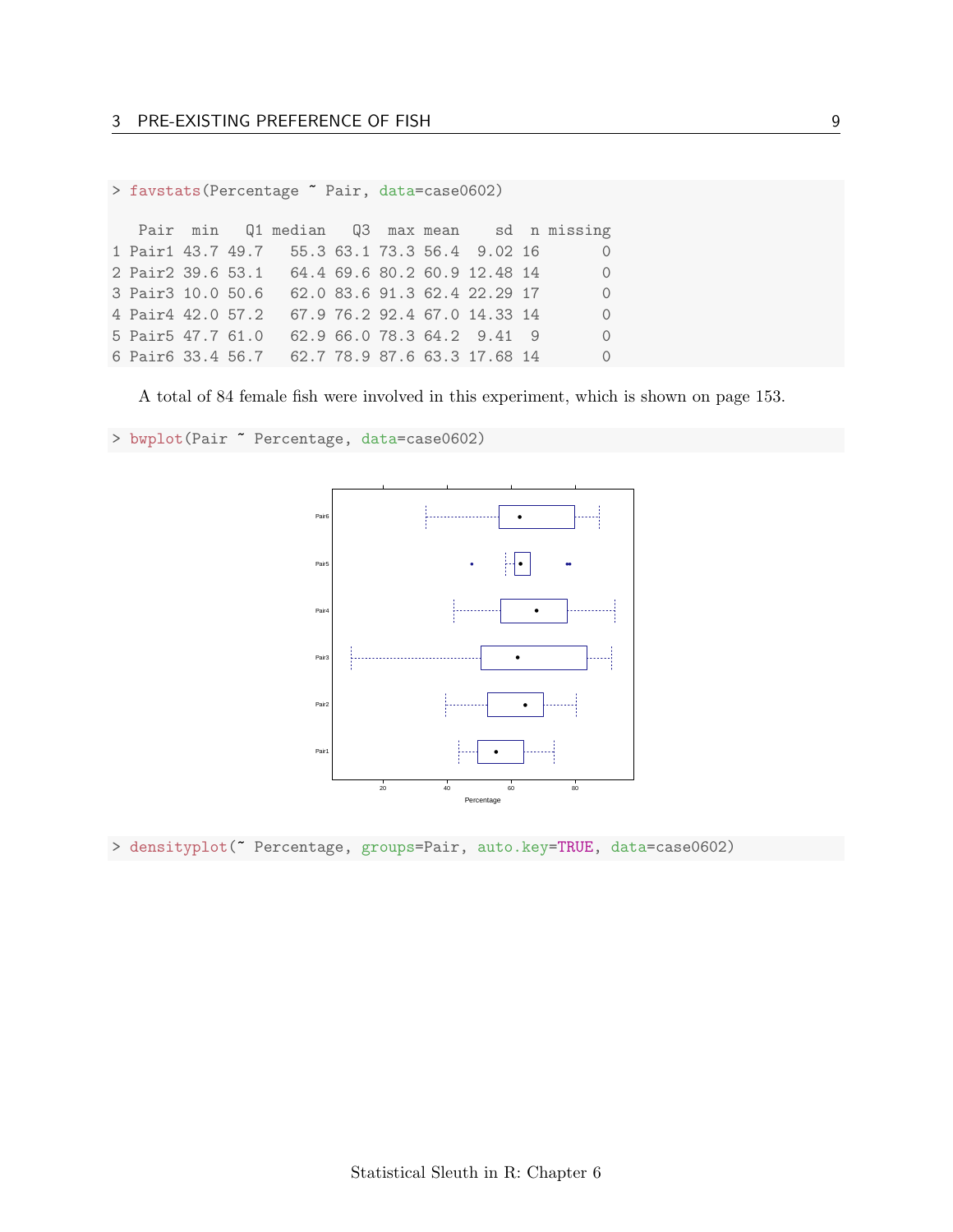```
> favstats(Percentage ~ Pair, data=case0602)

   Pair  min   Q1 median   Q3  max mean    sd  n missing
1 Pair1 43.7 49.7   55.3 63.1 73.3 56.4  9.02 16       0
2 Pair2 39.6 53.1   64.4 69.6 80.2 60.9 12.48 14       0
3 Pair3 10.0 50.6   62.0 83.6 91.3 62.4 22.29 17       0
4 Pair4 42.0 57.2   67.9 76.2 92.4 67.0 14.33 14       0
5 Pair5 47.7 61.0   62.9 66.0 78.3 64.2  9.41  9       0
6 Pair6 33.4 56.7   62.7 78.9 87.6 63.3 17.68 14       0
```

A total of 84 female fish were involved in this experiment, which is shown on page 153.

```
> bwplot(Pair ~ Percentage, data=case0602)
```

```
> densityplot(~ Percentage, groups=Pair, auto.key=TRUE, data=case0602)
```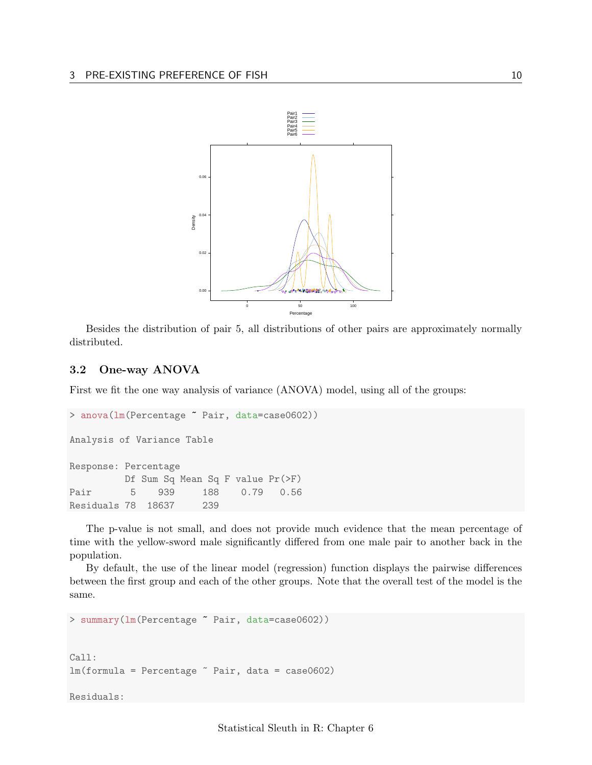Besides the distribution of pair 5, all distributions of other pairs are approximately normally distributed.

### 3.2 One-way ANOVA

First we fit the one way analysis of variance (ANOVA) model, using all of the groups:

```
> anova(lm(Percentage ~ Pair, data=case0602))

Analysis of Variance Table

Response: Percentage
          Df Sum Sq Mean Sq F value Pr(>F)
Pair       5    939     188    0.79   0.56
Residuals 78  18637     239
```

The p-value is not small, and does not provide much evidence that the mean percentage of time with the yellow-sword male significantly differed from one male pair to another back in the population.

By default, the use of the linear model (regression) function displays the pairwise differences between the first group and each of the other groups. Note that the overall test of the model is the same.

```
> summary(lm(Percentage ~ Pair, data=case0602))


Call:
lm(formula = Percentage ~ Pair, data = case0602)

Residuals:
```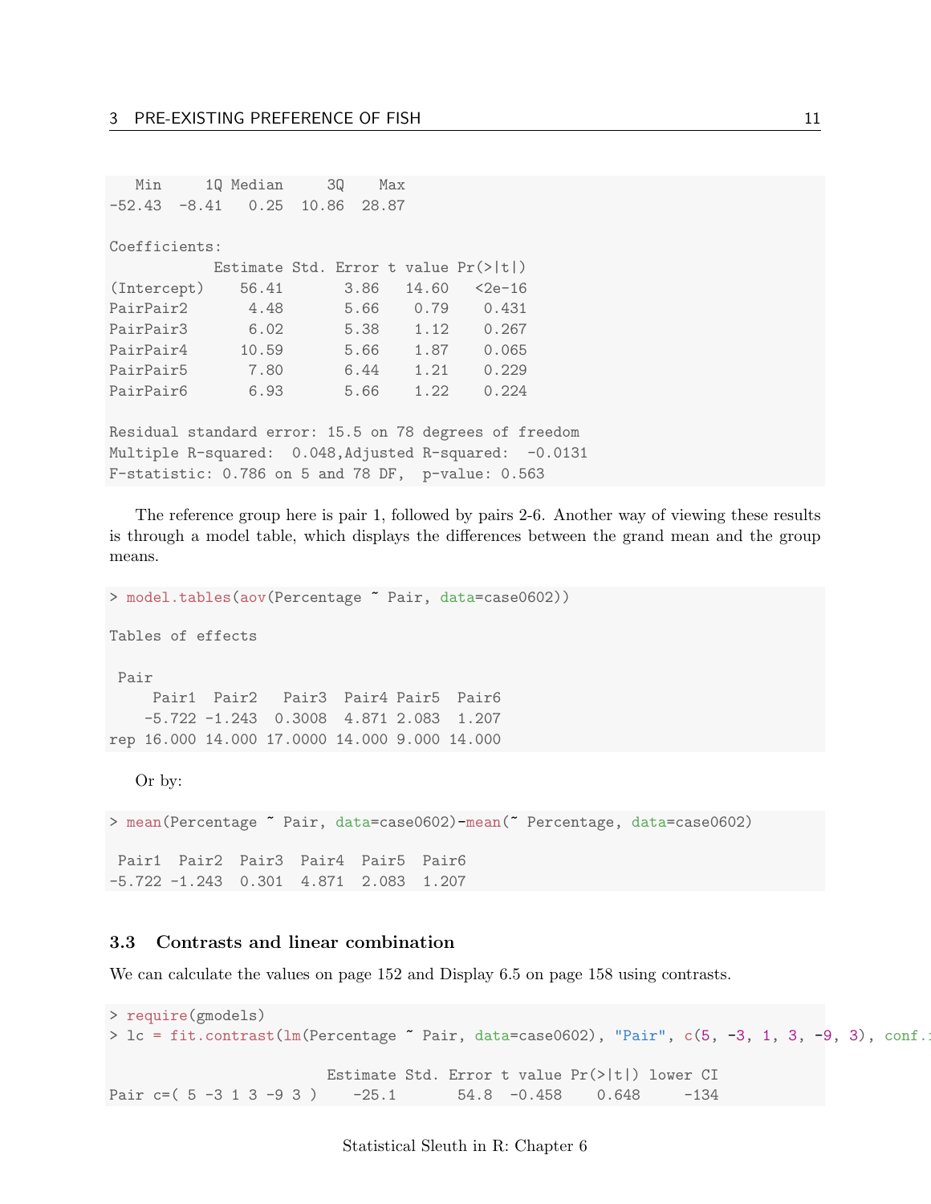```
   Min     1Q Median     3Q    Max
-52.43  -8.41   0.25  10.86  28.87

Coefficients:
            Estimate Std. Error t value Pr(>|t|)
(Intercept)    56.41       3.86   14.60   <2e-16
PairPair2       4.48       5.66    0.79    0.431
PairPair3       6.02       5.38    1.12    0.267
PairPair4      10.59       5.66    1.87    0.065
PairPair5       7.80       6.44    1.21    0.229
PairPair6       6.93       5.66    1.22    0.224

Residual standard error: 15.5 on 78 degrees of freedom
Multiple R-squared:  0.048,Adjusted R-squared:  -0.0131
F-statistic: 0.786 on 5 and 78 DF,  p-value: 0.563
```

The reference group here is pair 1, followed by pairs 2-6. Another way of viewing these results is through a model table, which displays the differences between the grand mean and the group means.

```
> model.tables(aov(Percentage ~ Pair, data=case0602))

Tables of effects

 Pair
     Pair1  Pair2   Pair3  Pair4 Pair5  Pair6
    -5.722 -1.243  0.3008  4.871 2.083  1.207
rep 16.000 14.000 17.0000 14.000 9.000 14.000
```

Or by:

```
> mean(Percentage ~ Pair, data=case0602)-mean(~ Percentage, data=case0602)

 Pair1  Pair2  Pair3  Pair4  Pair5  Pair6
-5.722 -1.243  0.301  4.871  2.083  1.207
```

### 3.3 Contrasts and linear combination

We can calculate the values on page 152 and Display 6.5 on page 158 using contrasts.

```
> require(gmodels)
> lc = fit.contrast(lm(Percentage ~ Pair, data=case0602), "Pair", c(5, -3, 1, 3, -9, 3), conf.i

                         Estimate Std. Error t value Pr(>|t|) lower CI
Pair c=( 5 -3 1 3 -9 3 )    -25.1       54.8  -0.458    0.648     -134
```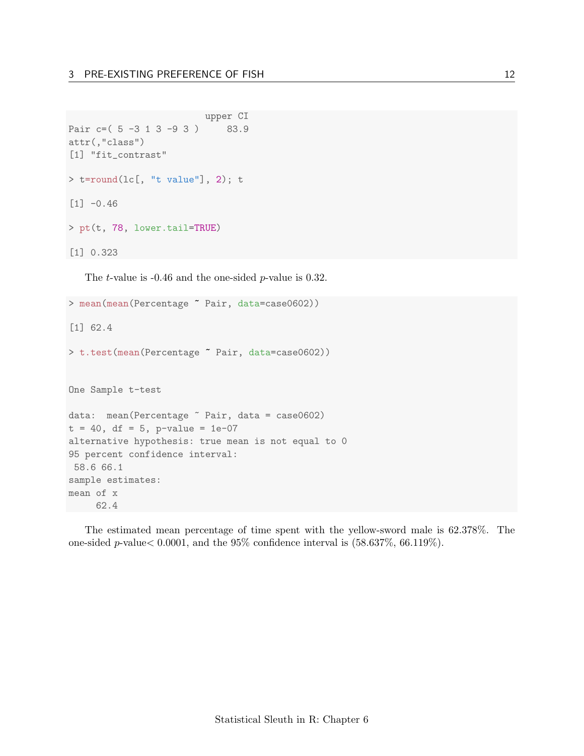```
                          upper CI
Pair c=( 5 -3 1 3 -9 3 )     83.9
attr(,"class")
[1] "fit_contrast"

> t=round(lc[, "t value"], 2); t

[1] -0.46

> pt(t, 78, lower.tail=TRUE)

[1] 0.323
```

The $t$-value is -0.46 and the one-sided $p$-value is 0.32.

```
> mean(mean(Percentage ~ Pair, data=case0602))

[1] 62.4

> t.test(mean(Percentage ~ Pair, data=case0602))


One Sample t-test

data:  mean(Percentage ~ Pair, data = case0602)
t = 40, df = 5, p-value = 1e-07
alternative hypothesis: true mean is not equal to 0
95 percent confidence interval:
 58.6 66.1
sample estimates:
mean of x
     62.4
```

The estimated mean percentage of time spent with the yellow-sword male is 62.378%. The one-sided $p$-value$< 0.0001$, and the 95% confidence interval is (58.637%, 66.119%).